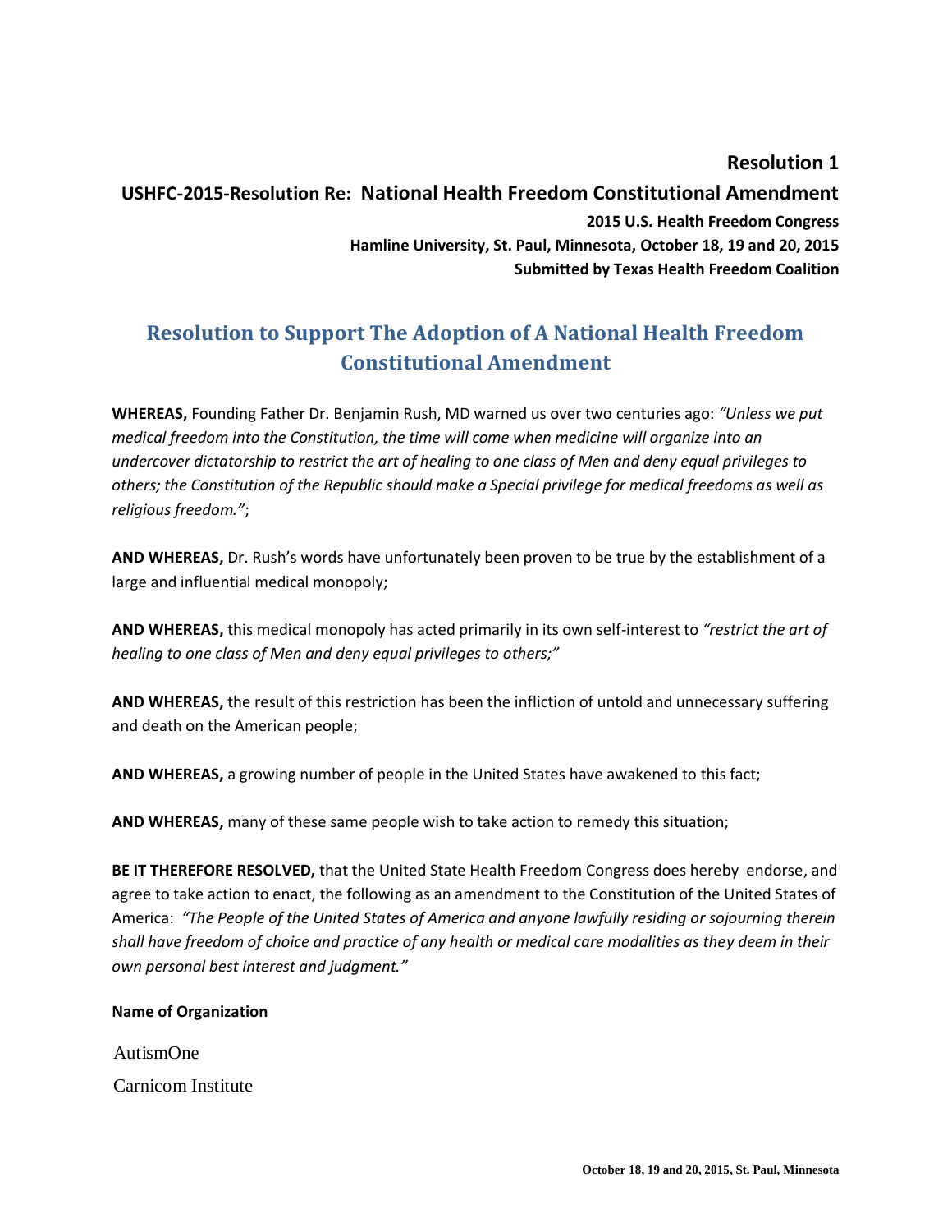**Resolution 1**

**USHFC-2015-Resolution Re: National Health Freedom Constitutional Amendment**

**2015 U.S. Health Freedom Congress**

**Hamline University, St. Paul, Minnesota, October 18, 19 and 20, 2015**

**Submitted by Texas Health Freedom Coalition**

# Resolution to Support The Adoption of A National Health Freedom Constitutional Amendment

**WHEREAS,** Founding Father Dr. Benjamin Rush, MD warned us over two centuries ago: *"Unless we put medical freedom into the Constitution, the time will come when medicine will organize into an undercover dictatorship to restrict the art of healing to one class of Men and deny equal privileges to others; the Constitution of the Republic should make a Special privilege for medical freedoms as well as religious freedom."*;

**AND WHEREAS,** Dr. Rush's words have unfortunately been proven to be true by the establishment of a large and influential medical monopoly;

**AND WHEREAS,** this medical monopoly has acted primarily in its own self-interest to *"restrict the art of healing to one class of Men and deny equal privileges to others;"*

**AND WHEREAS,** the result of this restriction has been the infliction of untold and unnecessary suffering and death on the American people;

**AND WHEREAS,** a growing number of people in the United States have awakened to this fact;

**AND WHEREAS,** many of these same people wish to take action to remedy this situation;

**BE IT THEREFORE RESOLVED,** that the United State Health Freedom Congress does hereby endorse, and agree to take action to enact, the following as an amendment to the Constitution of the United States of America: *"The People of the United States of America and anyone lawfully residing or sojourning therein shall have freedom of choice and practice of any health or medical care modalities as they deem in their own personal best interest and judgment."*

**Name of Organization**

AutismOne

Carnicom Institute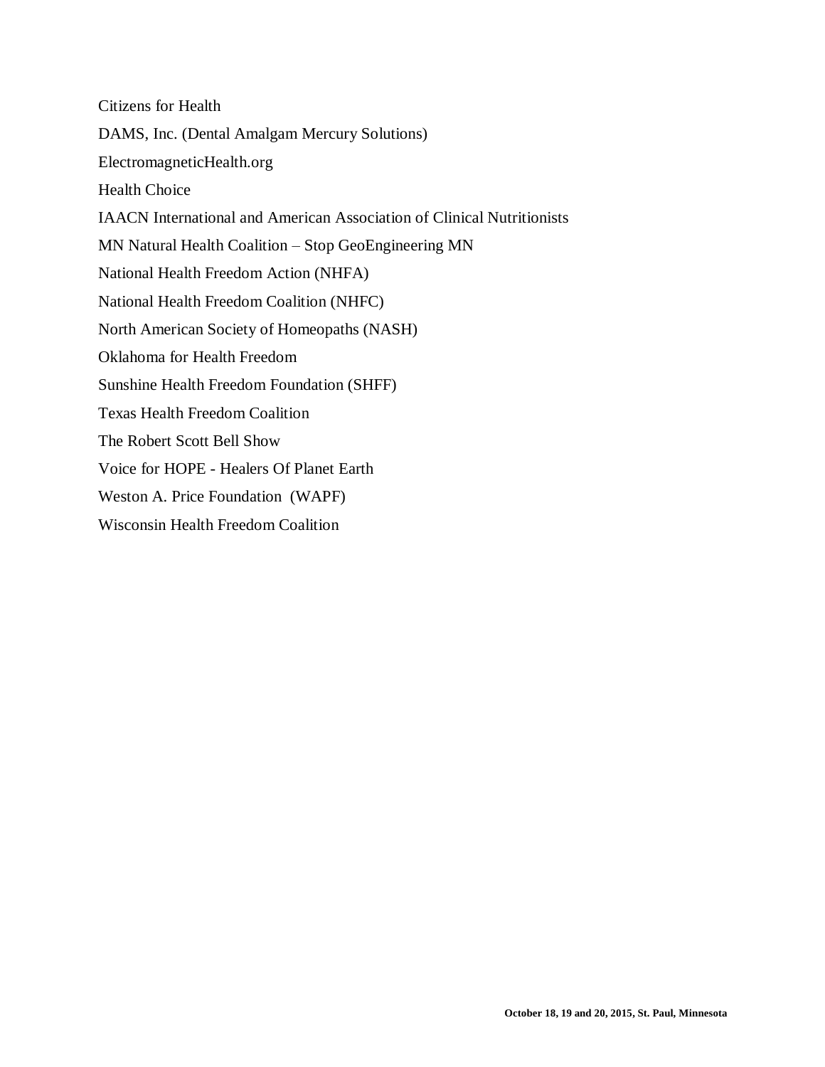Citizens for Health

DAMS, Inc. (Dental Amalgam Mercury Solutions)

ElectromagneticHealth.org

Health Choice

IAACN International and American Association of Clinical Nutritionists

MN Natural Health Coalition – Stop GeoEngineering MN

National Health Freedom Action (NHFA)

National Health Freedom Coalition (NHFC)

North American Society of Homeopaths (NASH)

Oklahoma for Health Freedom

Sunshine Health Freedom Foundation (SHFF)

Texas Health Freedom Coalition

The Robert Scott Bell Show

Voice for HOPE - Healers Of Planet Earth

Weston A. Price Foundation (WAPF)

Wisconsin Health Freedom Coalition